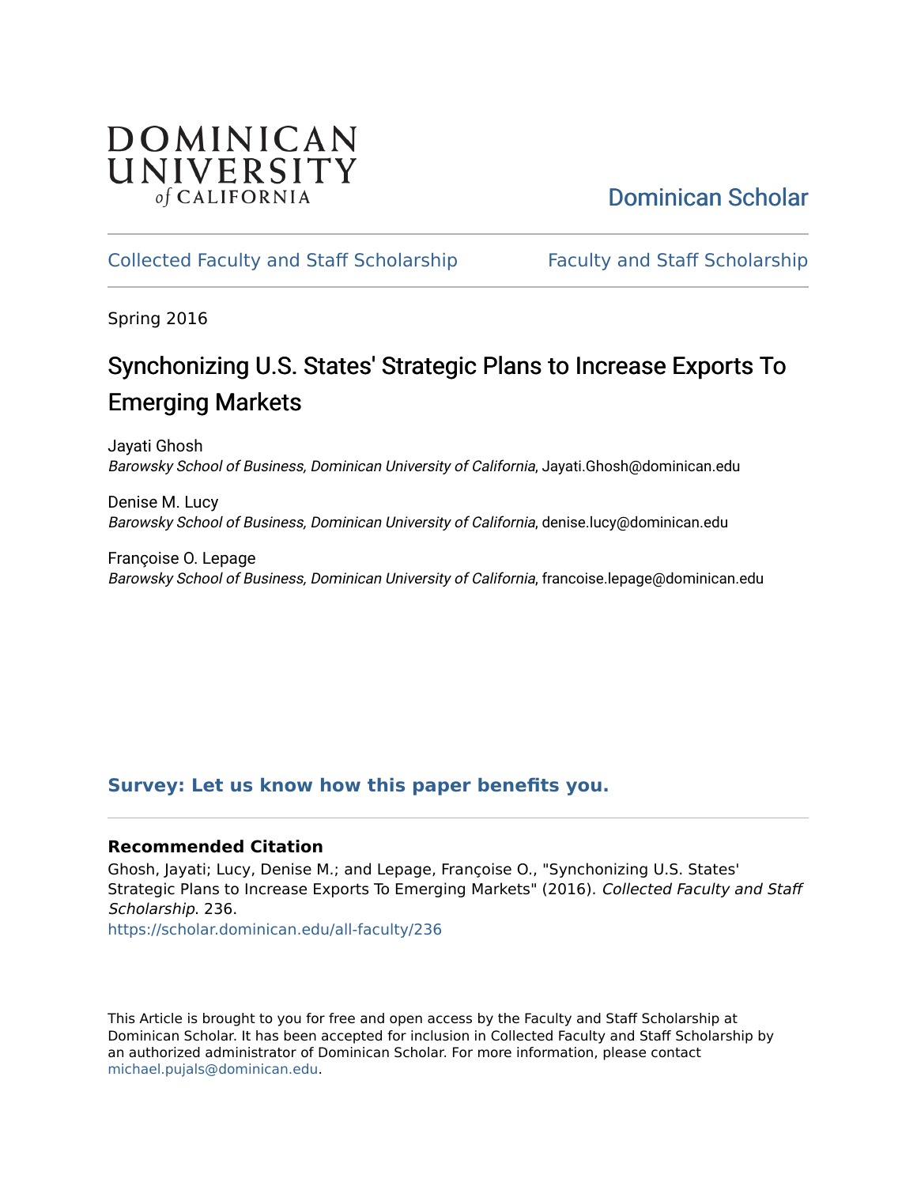DOMINICAN UNIVERSITY *of* CALIFORNIA

Dominican Scholar

Collected Faculty and Staff Scholarship | Faculty and Staff Scholarship

Spring 2016

# Synchonizing U.S. States' Strategic Plans to Increase Exports To Emerging Markets

Jayati Ghosh
*Barowsky School of Business, Dominican University of California*, Jayati.Ghosh@dominican.edu

Denise M. Lucy
*Barowsky School of Business, Dominican University of California*, denise.lucy@dominican.edu

Françoise O. Lepage
*Barowsky School of Business, Dominican University of California*, francoise.lepage@dominican.edu

**Survey: Let us know how this paper benefits you.**

### Recommended Citation

Ghosh, Jayati; Lucy, Denise M.; and Lepage, Françoise O., "Synchonizing U.S. States' Strategic Plans to Increase Exports To Emerging Markets" (2016). *Collected Faculty and Staff Scholarship*. 236.
https://scholar.dominican.edu/all-faculty/236

This Article is brought to you for free and open access by the Faculty and Staff Scholarship at Dominican Scholar. It has been accepted for inclusion in Collected Faculty and Staff Scholarship by an authorized administrator of Dominican Scholar. For more information, please contact michael.pujals@dominican.edu.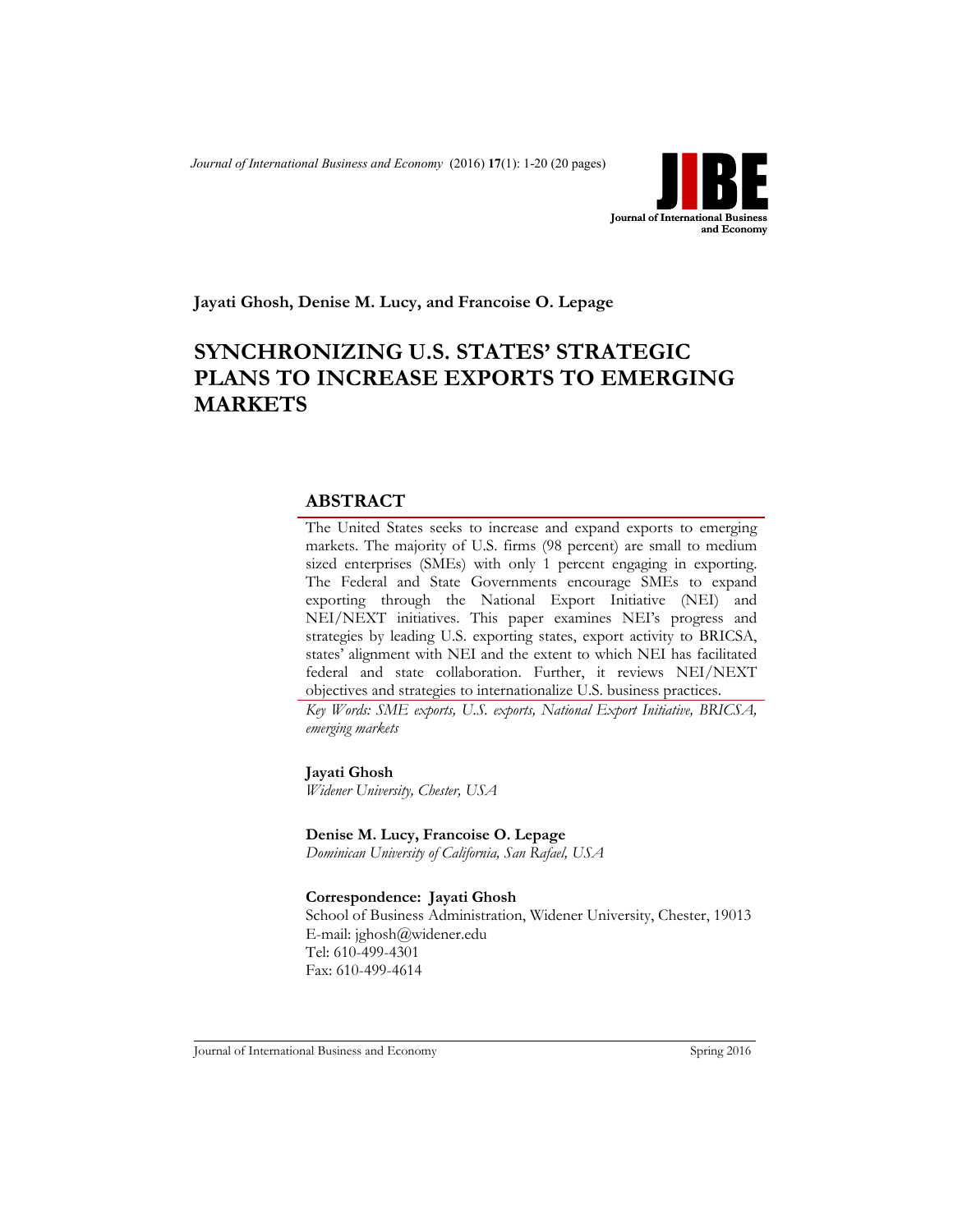Jayati Ghosh, Denise M. Lucy, and Francoise O. Lepage

# SYNCHRONIZING U.S. STATES' STRATEGIC PLANS TO INCREASE EXPORTS TO EMERGING MARKETS

## ABSTRACT

The United States seeks to increase and expand exports to emerging markets. The majority of U.S. firms (98 percent) are small to medium sized enterprises (SMEs) with only 1 percent engaging in exporting. The Federal and State Governments encourage SMEs to expand exporting through the National Export Initiative (NEI) and NEI/NEXT initiatives. This paper examines NEI's progress and strategies by leading U.S. exporting states, export activity to BRICSA, states' alignment with NEI and the extent to which NEI has facilitated federal and state collaboration. Further, it reviews NEI/NEXT objectives and strategies to internationalize U.S. business practices.

*Key Words: SME exports, U.S. exports, National Export Initiative, BRICSA, emerging markets*

**Jayati Ghosh**
*Widener University, Chester, USA*

**Denise M. Lucy, Francoise O. Lepage**
*Dominican University of California, San Rafael, USA*

**Correspondence: Jayati Ghosh**
School of Business Administration, Widener University, Chester, 19013
E-mail: jghosh@widener.edu
Tel: 610-499-4301
Fax: 610-499-4614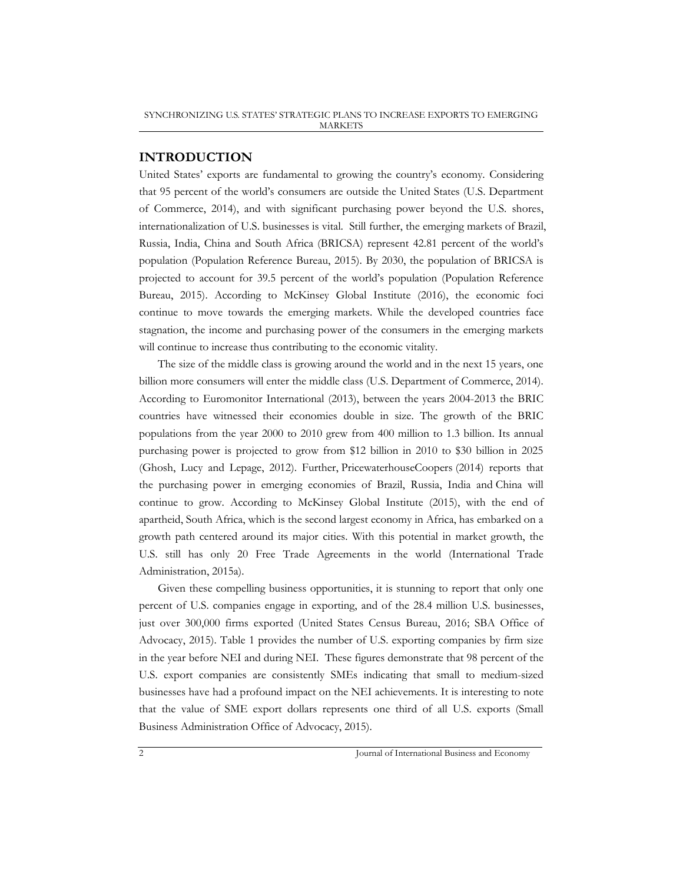## INTRODUCTION

United States' exports are fundamental to growing the country's economy. Considering that 95 percent of the world's consumers are outside the United States (U.S. Department of Commerce, 2014), and with significant purchasing power beyond the U.S. shores, internationalization of U.S. businesses is vital. Still further, the emerging markets of Brazil, Russia, India, China and South Africa (BRICSA) represent 42.81 percent of the world's population (Population Reference Bureau, 2015). By 2030, the population of BRICSA is projected to account for 39.5 percent of the world's population (Population Reference Bureau, 2015). According to McKinsey Global Institute (2016), the economic foci continue to move towards the emerging markets. While the developed countries face stagnation, the income and purchasing power of the consumers in the emerging markets will continue to increase thus contributing to the economic vitality.

The size of the middle class is growing around the world and in the next 15 years, one billion more consumers will enter the middle class (U.S. Department of Commerce, 2014). According to Euromonitor International (2013), between the years 2004-2013 the BRIC countries have witnessed their economies double in size. The growth of the BRIC populations from the year 2000 to 2010 grew from 400 million to 1.3 billion. Its annual purchasing power is projected to grow from $12 billion in 2010 to $30 billion in 2025 (Ghosh, Lucy and Lepage, 2012). Further, PricewaterhouseCoopers (2014) reports that the purchasing power in emerging economies of Brazil, Russia, India and China will continue to grow. According to McKinsey Global Institute (2015), with the end of apartheid, South Africa, which is the second largest economy in Africa, has embarked on a growth path centered around its major cities. With this potential in market growth, the U.S. still has only 20 Free Trade Agreements in the world (International Trade Administration, 2015a).

Given these compelling business opportunities, it is stunning to report that only one percent of U.S. companies engage in exporting, and of the 28.4 million U.S. businesses, just over 300,000 firms exported (United States Census Bureau, 2016; SBA Office of Advocacy, 2015). Table 1 provides the number of U.S. exporting companies by firm size in the year before NEI and during NEI. These figures demonstrate that 98 percent of the U.S. export companies are consistently SMEs indicating that small to medium-sized businesses have had a profound impact on the NEI achievements. It is interesting to note that the value of SME export dollars represents one third of all U.S. exports (Small Business Administration Office of Advocacy, 2015).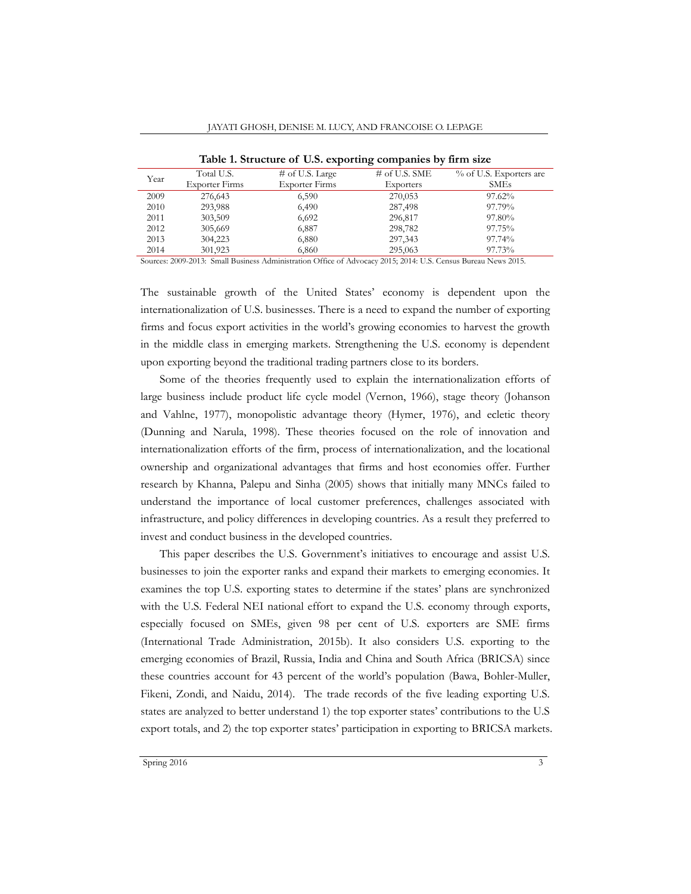**Table 1. Structure of U.S. exporting companies by firm size**

| Year | Total U.S. Exporter Firms | # of U.S. Large Exporter Firms | # of U.S. SME Exporters | % of U.S. Exporters are SMEs |
|---|---|---|---|---|
| 2009 | 276,643 | 6,590 | 270,053 | 97.62% |
| 2010 | 293,988 | 6,490 | 287,498 | 97.79% |
| 2011 | 303,509 | 6,692 | 296,817 | 97.80% |
| 2012 | 305,669 | 6,887 | 298,782 | 97.75% |
| 2013 | 304,223 | 6,880 | 297,343 | 97.74% |
| 2014 | 301,923 | 6,860 | 295,063 | 97.73% |

Sources: 2009-2013: Small Business Administration Office of Advocacy 2015; 2014: U.S. Census Bureau News 2015.

The sustainable growth of the United States' economy is dependent upon the internationalization of U.S. businesses. There is a need to expand the number of exporting firms and focus export activities in the world's growing economies to harvest the growth in the middle class in emerging markets. Strengthening the U.S. economy is dependent upon exporting beyond the traditional trading partners close to its borders.

Some of the theories frequently used to explain the internationalization efforts of large business include product life cycle model (Vernon, 1966), stage theory (Johanson and Vahlne, 1977), monopolistic advantage theory (Hymer, 1976), and ecletic theory (Dunning and Narula, 1998). These theories focused on the role of innovation and internationalization efforts of the firm, process of internationalization, and the locational ownership and organizational advantages that firms and host economies offer. Further research by Khanna, Palepu and Sinha (2005) shows that initially many MNCs failed to understand the importance of local customer preferences, challenges associated with infrastructure, and policy differences in developing countries. As a result they preferred to invest and conduct business in the developed countries.

This paper describes the U.S. Government's initiatives to encourage and assist U.S. businesses to join the exporter ranks and expand their markets to emerging economies. It examines the top U.S. exporting states to determine if the states' plans are synchronized with the U.S. Federal NEI national effort to expand the U.S. economy through exports, especially focused on SMEs, given 98 per cent of U.S. exporters are SME firms (International Trade Administration, 2015b). It also considers U.S. exporting to the emerging economies of Brazil, Russia, India and China and South Africa (BRICSA) since these countries account for 43 percent of the world's population (Bawa, Bohler-Muller, Fikeni, Zondi, and Naidu, 2014). The trade records of the five leading exporting U.S. states are analyzed to better understand 1) the top exporter states' contributions to the U.S export totals, and 2) the top exporter states' participation in exporting to BRICSA markets.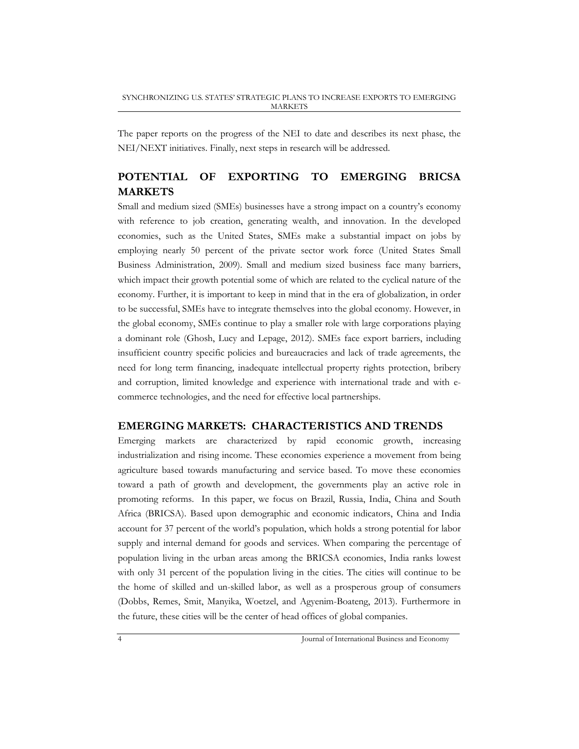The paper reports on the progress of the NEI to date and describes its next phase, the NEI/NEXT initiatives. Finally, next steps in research will be addressed.

## POTENTIAL OF EXPORTING TO EMERGING BRICSA MARKETS

Small and medium sized (SMEs) businesses have a strong impact on a country's economy with reference to job creation, generating wealth, and innovation. In the developed economies, such as the United States, SMEs make a substantial impact on jobs by employing nearly 50 percent of the private sector work force (United States Small Business Administration, 2009). Small and medium sized business face many barriers, which impact their growth potential some of which are related to the cyclical nature of the economy. Further, it is important to keep in mind that in the era of globalization, in order to be successful, SMEs have to integrate themselves into the global economy. However, in the global economy, SMEs continue to play a smaller role with large corporations playing a dominant role (Ghosh, Lucy and Lepage, 2012). SMEs face export barriers, including insufficient country specific policies and bureaucracies and lack of trade agreements, the need for long term financing, inadequate intellectual property rights protection, bribery and corruption, limited knowledge and experience with international trade and with e-commerce technologies, and the need for effective local partnerships.

## EMERGING MARKETS: CHARACTERISTICS AND TRENDS

Emerging markets are characterized by rapid economic growth, increasing industrialization and rising income. These economies experience a movement from being agriculture based towards manufacturing and service based. To move these economies toward a path of growth and development, the governments play an active role in promoting reforms. In this paper, we focus on Brazil, Russia, India, China and South Africa (BRICSA). Based upon demographic and economic indicators, China and India account for 37 percent of the world's population, which holds a strong potential for labor supply and internal demand for goods and services. When comparing the percentage of population living in the urban areas among the BRICSA economies, India ranks lowest with only 31 percent of the population living in the cities. The cities will continue to be the home of skilled and un-skilled labor, as well as a prosperous group of consumers (Dobbs, Remes, Smit, Manyika, Woetzel, and Agyenim-Boateng, 2013). Furthermore in the future, these cities will be the center of head offices of global companies.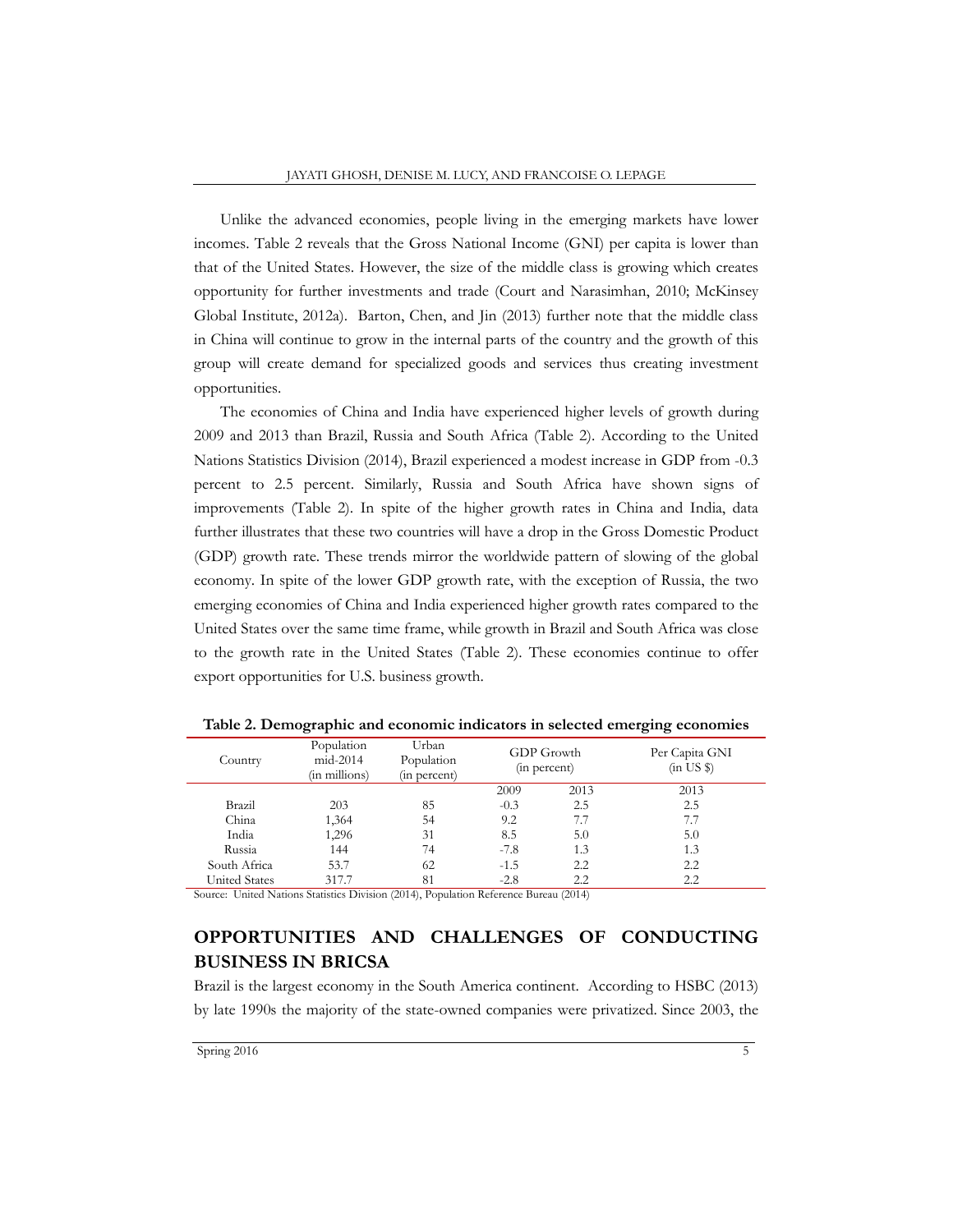Unlike the advanced economies, people living in the emerging markets have lower incomes. Table 2 reveals that the Gross National Income (GNI) per capita is lower than that of the United States. However, the size of the middle class is growing which creates opportunity for further investments and trade (Court and Narasimhan, 2010; McKinsey Global Institute, 2012a). Barton, Chen, and Jin (2013) further note that the middle class in China will continue to grow in the internal parts of the country and the growth of this group will create demand for specialized goods and services thus creating investment opportunities.

The economies of China and India have experienced higher levels of growth during 2009 and 2013 than Brazil, Russia and South Africa (Table 2). According to the United Nations Statistics Division (2014), Brazil experienced a modest increase in GDP from -0.3 percent to 2.5 percent. Similarly, Russia and South Africa have shown signs of improvements (Table 2). In spite of the higher growth rates in China and India, data further illustrates that these two countries will have a drop in the Gross Domestic Product (GDP) growth rate. These trends mirror the worldwide pattern of slowing of the global economy. In spite of the lower GDP growth rate, with the exception of Russia, the two emerging economies of China and India experienced higher growth rates compared to the United States over the same time frame, while growth in Brazil and South Africa was close to the growth rate in the United States (Table 2). These economies continue to offer export opportunities for U.S. business growth.

**Table 2. Demographic and economic indicators in selected emerging economies**

| Country | Population mid-2014 (in millions) | Urban Population (in percent) | GDP Growth (in percent) | | Per Capita GNI (in US $) |
|---|---|---|---|---|---|
| | | | 2009 | 2013 | 2013 |
| Brazil | 203 | 85 | -0.3 | 2.5 | 2.5 |
| China | 1,364 | 54 | 9.2 | 7.7 | 7.7 |
| India | 1,296 | 31 | 8.5 | 5.0 | 5.0 |
| Russia | 144 | 74 | -7.8 | 1.3 | 1.3 |
| South Africa | 53.7 | 62 | -1.5 | 2.2 | 2.2 |
| United States | 317.7 | 81 | -2.8 | 2.2 | 2.2 |

Source: United Nations Statistics Division (2014), Population Reference Bureau (2014)

## OPPORTUNITIES AND CHALLENGES OF CONDUCTING BUSINESS IN BRICSA

Brazil is the largest economy in the South America continent. According to HSBC (2013) by late 1990s the majority of the state-owned companies were privatized. Since 2003, the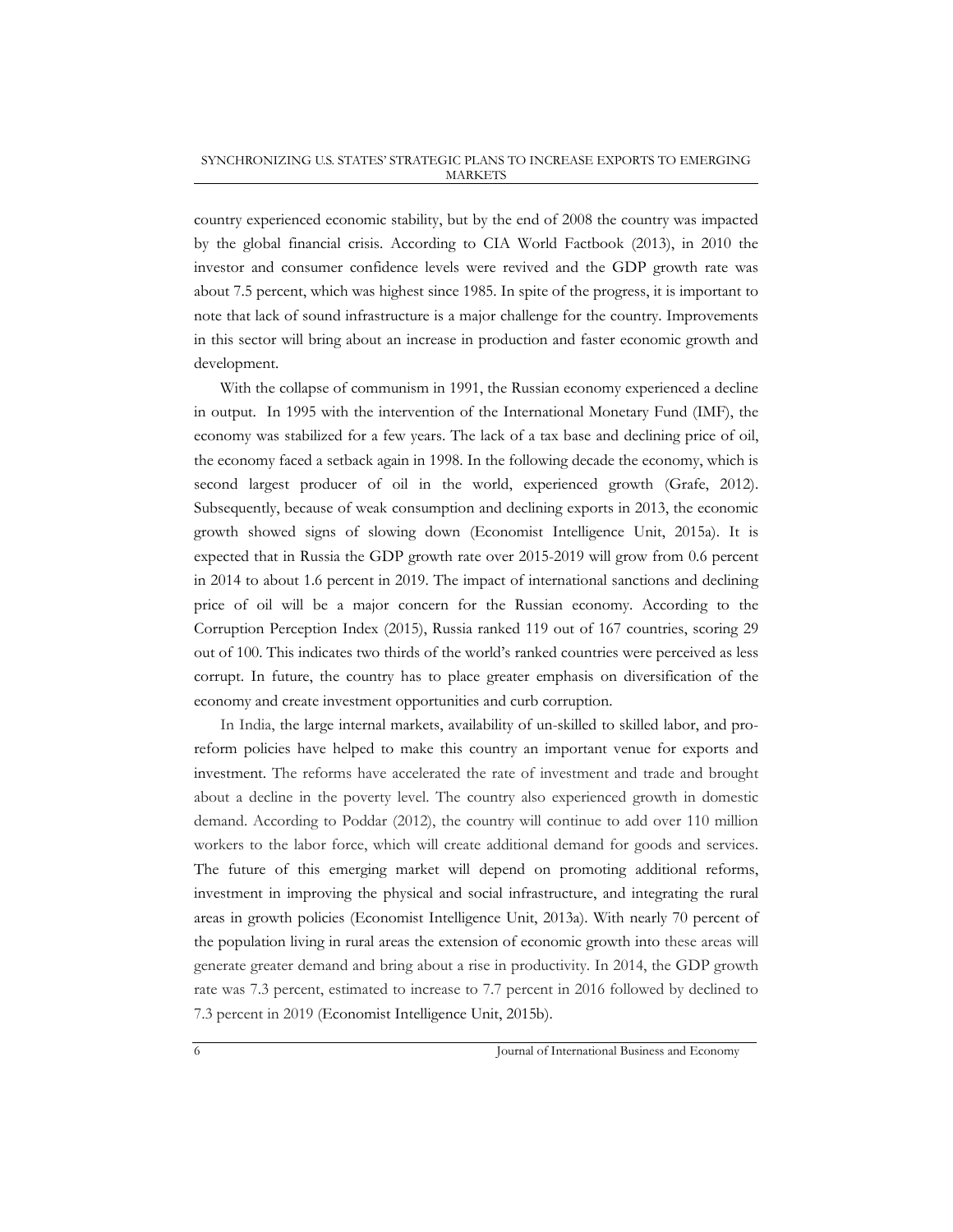country experienced economic stability, but by the end of 2008 the country was impacted by the global financial crisis. According to CIA World Factbook (2013), in 2010 the investor and consumer confidence levels were revived and the GDP growth rate was about 7.5 percent, which was highest since 1985. In spite of the progress, it is important to note that lack of sound infrastructure is a major challenge for the country. Improvements in this sector will bring about an increase in production and faster economic growth and development.

With the collapse of communism in 1991, the Russian economy experienced a decline in output. In 1995 with the intervention of the International Monetary Fund (IMF), the economy was stabilized for a few years. The lack of a tax base and declining price of oil, the economy faced a setback again in 1998. In the following decade the economy, which is second largest producer of oil in the world, experienced growth (Grafe, 2012). Subsequently, because of weak consumption and declining exports in 2013, the economic growth showed signs of slowing down (Economist Intelligence Unit, 2015a). It is expected that in Russia the GDP growth rate over 2015-2019 will grow from 0.6 percent in 2014 to about 1.6 percent in 2019. The impact of international sanctions and declining price of oil will be a major concern for the Russian economy. According to the Corruption Perception Index (2015), Russia ranked 119 out of 167 countries, scoring 29 out of 100. This indicates two thirds of the world's ranked countries were perceived as less corrupt. In future, the country has to place greater emphasis on diversification of the economy and create investment opportunities and curb corruption.

In India, the large internal markets, availability of un-skilled to skilled labor, and pro-reform policies have helped to make this country an important venue for exports and investment. The reforms have accelerated the rate of investment and trade and brought about a decline in the poverty level. The country also experienced growth in domestic demand. According to Poddar (2012), the country will continue to add over 110 million workers to the labor force, which will create additional demand for goods and services. The future of this emerging market will depend on promoting additional reforms, investment in improving the physical and social infrastructure, and integrating the rural areas in growth policies (Economist Intelligence Unit, 2013a). With nearly 70 percent of the population living in rural areas the extension of economic growth into these areas will generate greater demand and bring about a rise in productivity. In 2014, the GDP growth rate was 7.3 percent, estimated to increase to 7.7 percent in 2016 followed by declined to 7.3 percent in 2019 (Economist Intelligence Unit, 2015b).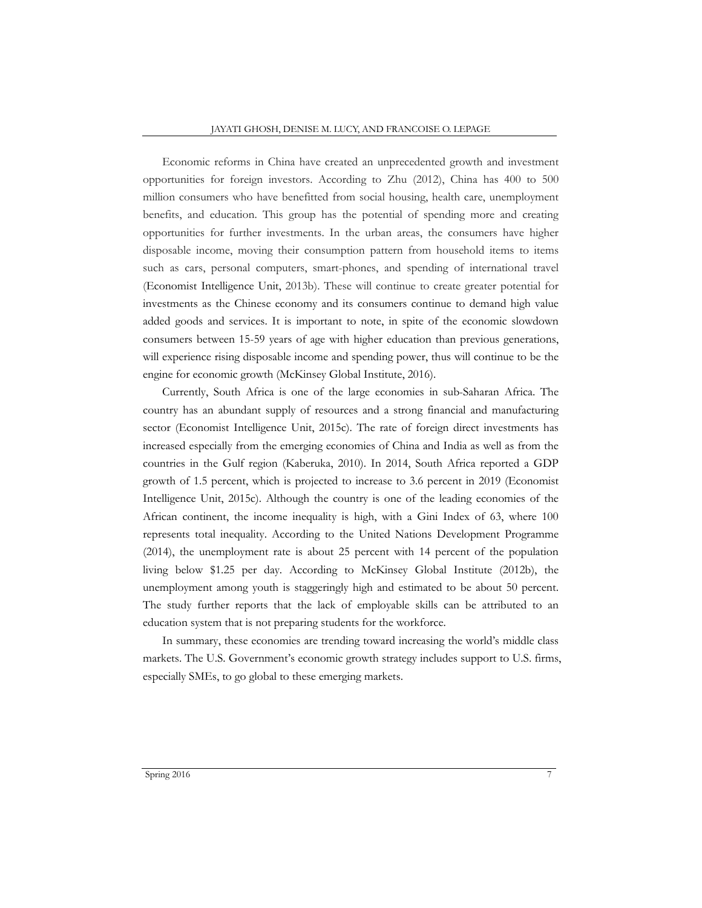Economic reforms in China have created an unprecedented growth and investment opportunities for foreign investors. According to Zhu (2012), China has 400 to 500 million consumers who have benefitted from social housing, health care, unemployment benefits, and education. This group has the potential of spending more and creating opportunities for further investments. In the urban areas, the consumers have higher disposable income, moving their consumption pattern from household items to items such as cars, personal computers, smart-phones, and spending of international travel (Economist Intelligence Unit, 2013b). These will continue to create greater potential for investments as the Chinese economy and its consumers continue to demand high value added goods and services. It is important to note, in spite of the economic slowdown consumers between 15-59 years of age with higher education than previous generations, will experience rising disposable income and spending power, thus will continue to be the engine for economic growth (McKinsey Global Institute, 2016).

Currently, South Africa is one of the large economies in sub-Saharan Africa. The country has an abundant supply of resources and a strong financial and manufacturing sector (Economist Intelligence Unit, 2015c). The rate of foreign direct investments has increased especially from the emerging economies of China and India as well as from the countries in the Gulf region (Kaberuka, 2010). In 2014, South Africa reported a GDP growth of 1.5 percent, which is projected to increase to 3.6 percent in 2019 (Economist Intelligence Unit, 2015c). Although the country is one of the leading economies of the African continent, the income inequality is high, with a Gini Index of 63, where 100 represents total inequality. According to the United Nations Development Programme (2014), the unemployment rate is about 25 percent with 14 percent of the population living below $1.25 per day. According to McKinsey Global Institute (2012b), the unemployment among youth is staggeringly high and estimated to be about 50 percent. The study further reports that the lack of employable skills can be attributed to an education system that is not preparing students for the workforce.

In summary, these economies are trending toward increasing the world's middle class markets. The U.S. Government's economic growth strategy includes support to U.S. firms, especially SMEs, to go global to these emerging markets.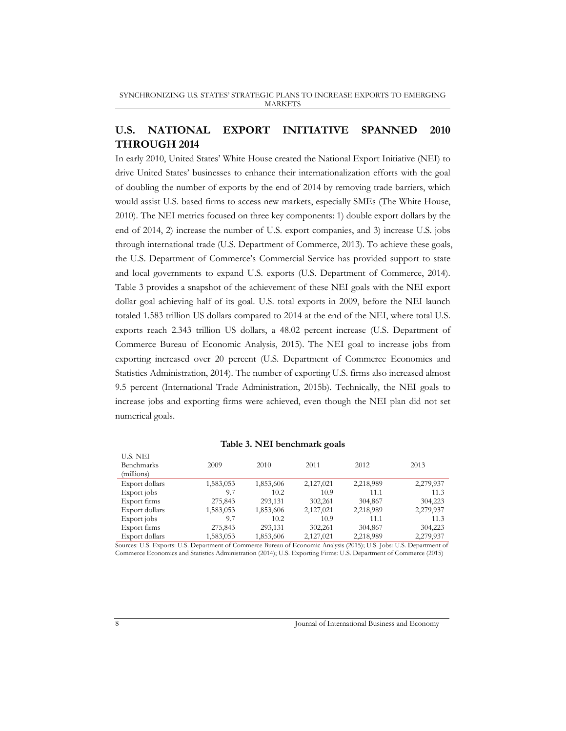## U.S. NATIONAL EXPORT INITIATIVE SPANNED 2010 THROUGH 2014

In early 2010, United States' White House created the National Export Initiative (NEI) to drive United States' businesses to enhance their internationalization efforts with the goal of doubling the number of exports by the end of 2014 by removing trade barriers, which would assist U.S. based firms to access new markets, especially SMEs (The White House, 2010). The NEI metrics focused on three key components: 1) double export dollars by the end of 2014, 2) increase the number of U.S. export companies, and 3) increase U.S. jobs through international trade (U.S. Department of Commerce, 2013). To achieve these goals, the U.S. Department of Commerce's Commercial Service has provided support to state and local governments to expand U.S. exports (U.S. Department of Commerce, 2014). Table 3 provides a snapshot of the achievement of these NEI goals with the NEI export dollar goal achieving half of its goal. U.S. total exports in 2009, before the NEI launch totaled 1.583 trillion US dollars compared to 2014 at the end of the NEI, where total U.S. exports reach 2.343 trillion US dollars, a 48.02 percent increase (U.S. Department of Commerce Bureau of Economic Analysis, 2015). The NEI goal to increase jobs from exporting increased over 20 percent (U.S. Department of Commerce Economics and Statistics Administration, 2014). The number of exporting U.S. firms also increased almost 9.5 percent (International Trade Administration, 2015b). Technically, the NEI goals to increase jobs and exporting firms were achieved, even though the NEI plan did not set numerical goals.

**Table 3. NEI benchmark goals**

| U.S. NEI Benchmarks (millions) | 2009 | 2010 | 2011 | 2012 | 2013 |
|---|---|---|---|---|---|
| Export dollars | 1,583,053 | 1,853,606 | 2,127,021 | 2,218,989 | 2,279,937 |
| Export jobs | 9.7 | 10.2 | 10.9 | 11.1 | 11.3 |
| Export firms | 275,843 | 293,131 | 302,261 | 304,867 | 304,223 |
| Export dollars | 1,583,053 | 1,853,606 | 2,127,021 | 2,218,989 | 2,279,937 |
| Export jobs | 9.7 | 10.2 | 10.9 | 11.1 | 11.3 |
| Export firms | 275,843 | 293,131 | 302,261 | 304,867 | 304,223 |
| Export dollars | 1,583,053 | 1,853,606 | 2,127,021 | 2,218,989 | 2,279,937 |

Sources: U.S. Exports: U.S. Department of Commerce Bureau of Economic Analysis (2015); U.S. Jobs: U.S. Department of Commerce Economics and Statistics Administration (2014); U.S. Exporting Firms: U.S. Department of Commerce (2015)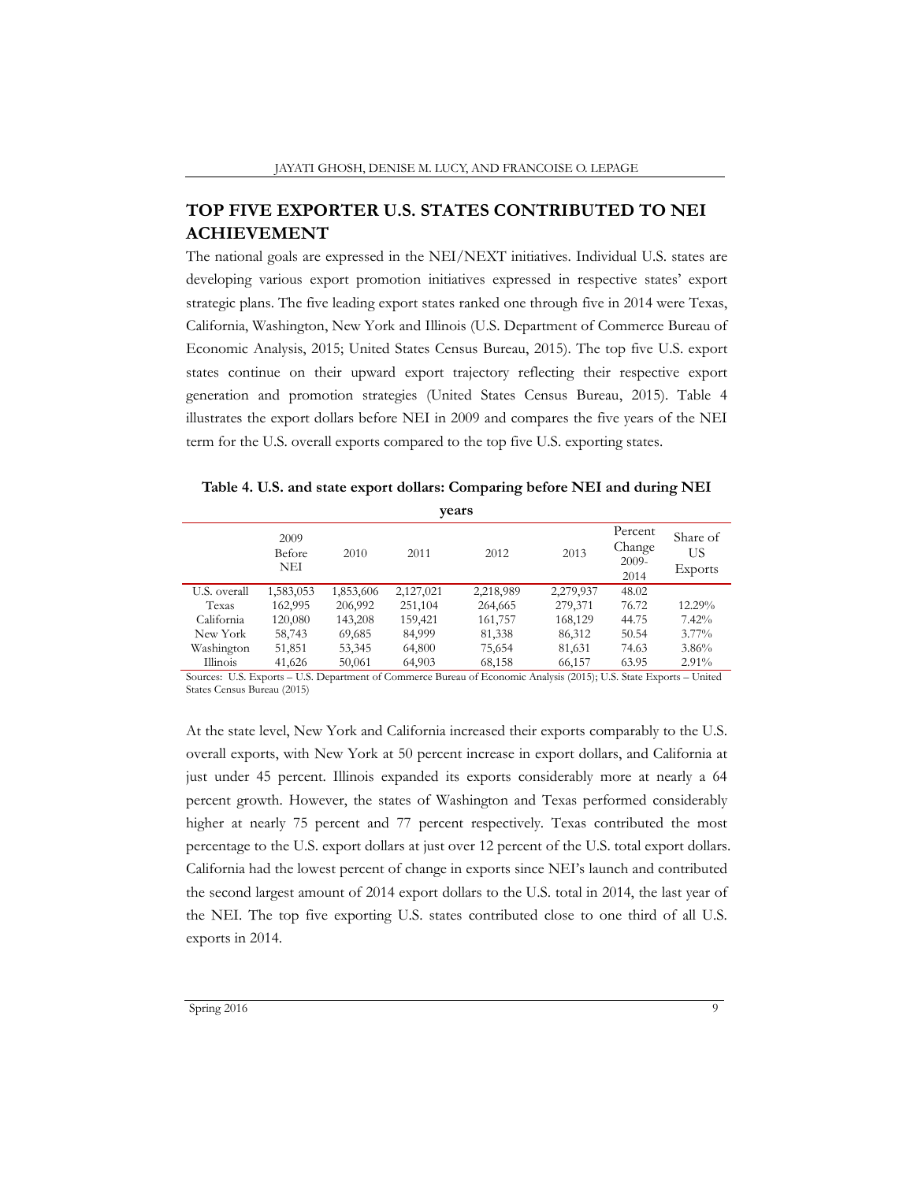## TOP FIVE EXPORTER U.S. STATES CONTRIBUTED TO NEI ACHIEVEMENT

The national goals are expressed in the NEI/NEXT initiatives. Individual U.S. states are developing various export promotion initiatives expressed in respective states' export strategic plans. The five leading export states ranked one through five in 2014 were Texas, California, Washington, New York and Illinois (U.S. Department of Commerce Bureau of Economic Analysis, 2015; United States Census Bureau, 2015). The top five U.S. export states continue on their upward export trajectory reflecting their respective export generation and promotion strategies (United States Census Bureau, 2015). Table 4 illustrates the export dollars before NEI in 2009 and compares the five years of the NEI term for the U.S. overall exports compared to the top five U.S. exporting states.

**Table 4. U.S. and state export dollars: Comparing before NEI and during NEI years**

| | 2009 Before NEI | 2010 | 2011 | 2012 | 2013 | Percent Change 2009-2014 | Share of US Exports |
|---|---|---|---|---|---|---|---|
| U.S. overall | 1,583,053 | 1,853,606 | 2,127,021 | 2,218,989 | 2,279,937 | 48.02 | |
| Texas | 162,995 | 206,992 | 251,104 | 264,665 | 279,371 | 76.72 | 12.29% |
| California | 120,080 | 143,208 | 159,421 | 161,757 | 168,129 | 44.75 | 7.42% |
| New York | 58,743 | 69,685 | 84,999 | 81,338 | 86,312 | 50.54 | 3.77% |
| Washington | 51,851 | 53,345 | 64,800 | 75,654 | 81,631 | 74.63 | 3.86% |
| Illinois | 41,626 | 50,061 | 64,903 | 68,158 | 66,157 | 63.95 | 2.91% |

Sources: U.S. Exports – U.S. Department of Commerce Bureau of Economic Analysis (2015); U.S. State Exports – United States Census Bureau (2015)

At the state level, New York and California increased their exports comparably to the U.S. overall exports, with New York at 50 percent increase in export dollars, and California at just under 45 percent. Illinois expanded its exports considerably more at nearly a 64 percent growth. However, the states of Washington and Texas performed considerably higher at nearly 75 percent and 77 percent respectively. Texas contributed the most percentage to the U.S. export dollars at just over 12 percent of the U.S. total export dollars. California had the lowest percent of change in exports since NEI's launch and contributed the second largest amount of 2014 export dollars to the U.S. total in 2014, the last year of the NEI. The top five exporting U.S. states contributed close to one third of all U.S. exports in 2014.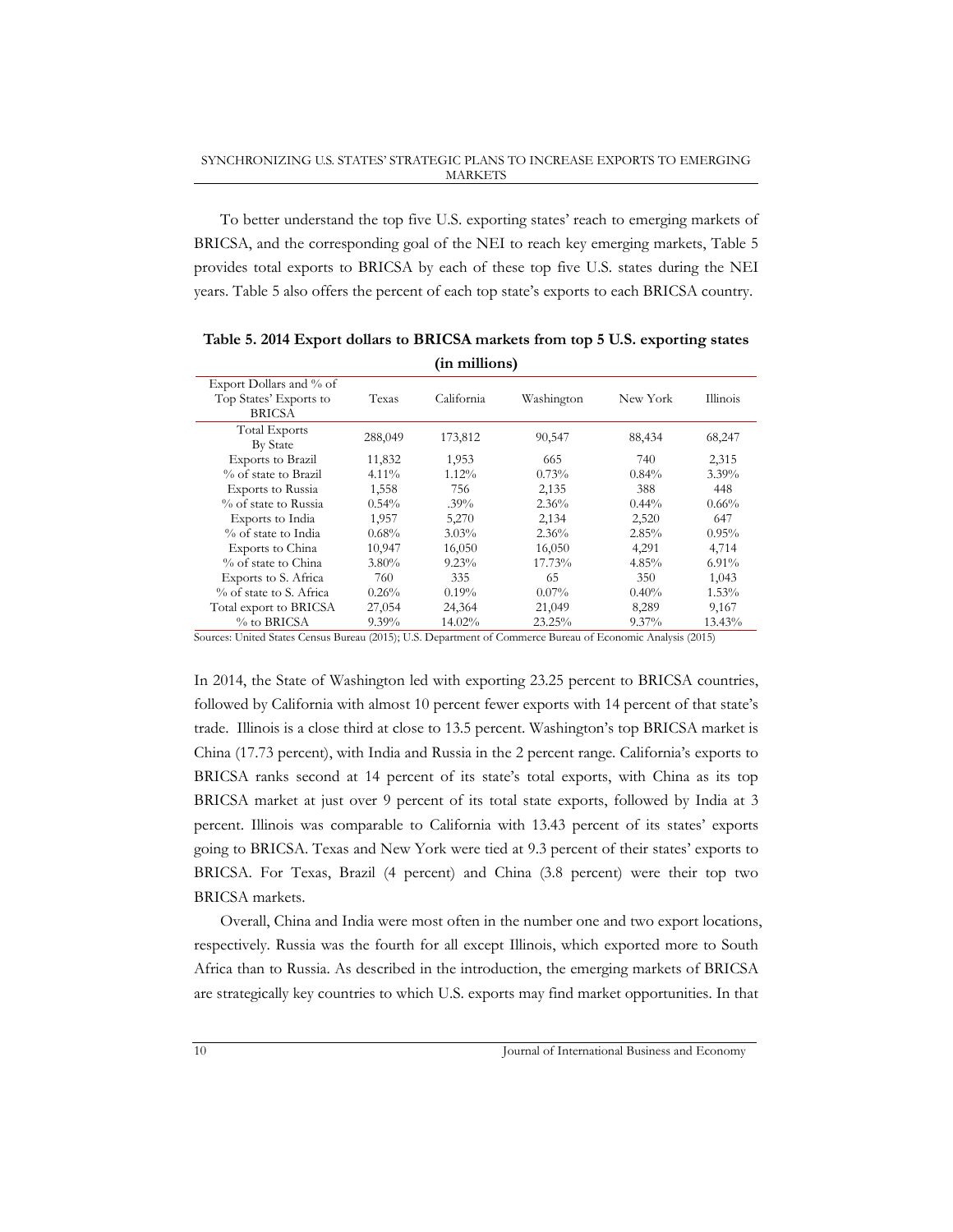To better understand the top five U.S. exporting states' reach to emerging markets of BRICSA, and the corresponding goal of the NEI to reach key emerging markets, Table 5 provides total exports to BRICSA by each of these top five U.S. states during the NEI years. Table 5 also offers the percent of each top state's exports to each BRICSA country.

**Table 5. 2014 Export dollars to BRICSA markets from top 5 U.S. exporting states (in millions)**

| Export Dollars and % of Top States' Exports to BRICSA | Texas | California | Washington | New York | Illinois |
|---|---|---|---|---|---|
| Total Exports By State | 288,049 | 173,812 | 90,547 | 88,434 | 68,247 |
| Exports to Brazil | 11,832 | 1,953 | 665 | 740 | 2,315 |
| % of state to Brazil | 4.11% | 1.12% | 0.73% | 0.84% | 3.39% |
| Exports to Russia | 1,558 | 756 | 2,135 | 388 | 448 |
| % of state to Russia | 0.54% | .39% | 2.36% | 0.44% | 0.66% |
| Exports to India | 1,957 | 5,270 | 2,134 | 2,520 | 647 |
| % of state to India | 0.68% | 3.03% | 2.36% | 2.85% | 0.95% |
| Exports to China | 10,947 | 16,050 | 16,050 | 4,291 | 4,714 |
| % of state to China | 3.80% | 9.23% | 17.73% | 4.85% | 6.91% |
| Exports to S. Africa | 760 | 335 | 65 | 350 | 1,043 |
| % of state to S. Africa | 0.26% | 0.19% | 0.07% | 0.40% | 1.53% |
| Total export to BRICSA | 27,054 | 24,364 | 21,049 | 8,289 | 9,167 |
| % to BRICSA | 9.39% | 14.02% | 23.25% | 9.37% | 13.43% |

Sources: United States Census Bureau (2015); U.S. Department of Commerce Bureau of Economic Analysis (2015)

In 2014, the State of Washington led with exporting 23.25 percent to BRICSA countries, followed by California with almost 10 percent fewer exports with 14 percent of that state's trade. Illinois is a close third at close to 13.5 percent. Washington's top BRICSA market is China (17.73 percent), with India and Russia in the 2 percent range. California's exports to BRICSA ranks second at 14 percent of its state's total exports, with China as its top BRICSA market at just over 9 percent of its total state exports, followed by India at 3 percent. Illinois was comparable to California with 13.43 percent of its states' exports going to BRICSA. Texas and New York were tied at 9.3 percent of their states' exports to BRICSA. For Texas, Brazil (4 percent) and China (3.8 percent) were their top two BRICSA markets.

Overall, China and India were most often in the number one and two export locations, respectively. Russia was the fourth for all except Illinois, which exported more to South Africa than to Russia. As described in the introduction, the emerging markets of BRICSA are strategically key countries to which U.S. exports may find market opportunities. In that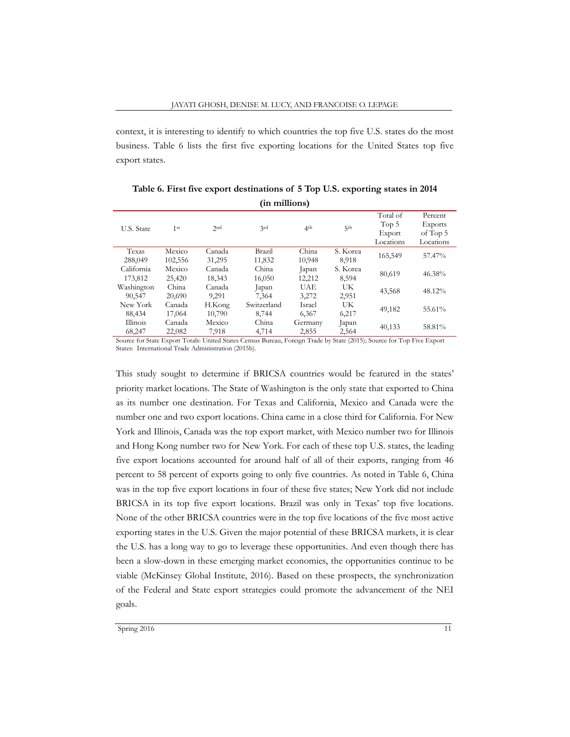context, it is interesting to identify to which countries the top five U.S. states do the most business. Table 6 lists the first five exporting locations for the United States top five export states.

**Table 6. First five export destinations of 5 Top U.S. exporting states in 2014 (in millions)**

| U.S. State | 1st | 2nd | 3rd | 4th | 5th | Total of Top 5 Export Locations | Percent Exports of Top 5 Locations |
|---|---|---|---|---|---|---|---|
| Texas 288,049 | Mexico 102,556 | Canada 31,295 | Brazil 11,832 | China 10,948 | S. Korea 8,918 | 165,549 | 57.47% |
| California 173,812 | Mexico 25,420 | Canada 18,343 | China 16,050 | Japan 12,212 | S. Korea 8,594 | 80,619 | 46.38% |
| Washington 90,547 | China 20,690 | Canada 9,291 | Japan 7,364 | UAE 3,272 | UK 2,951 | 43,568 | 48.12% |
| New York 88,434 | Canada 17,064 | H.Kong 10,790 | Switzerland 8,744 | Israel 6,367 | UK 6,217 | 49,182 | 55.61% |
| Illinois 68,247 | Canada 22,082 | Mexico 7,918 | China 4,714 | Germany 2,855 | Japan 2,564 | 40,133 | 58.81% |

Source for State Export Totals: United States Census Bureau, Foreign Trade by State (2015); Source for Top Five Export States: International Trade Administration (2015b).

This study sought to determine if BRICSA countries would be featured in the states' priority market locations. The State of Washington is the only state that exported to China as its number one destination. For Texas and California, Mexico and Canada were the number one and two export locations. China came in a close third for California. For New York and Illinois, Canada was the top export market, with Mexico number two for Illinois and Hong Kong number two for New York. For each of these top U.S. states, the leading five export locations accounted for around half of all of their exports, ranging from 46 percent to 58 percent of exports going to only five countries. As noted in Table 6, China was in the top five export locations in four of these five states; New York did not include BRICSA in its top five export locations. Brazil was only in Texas' top five locations. None of the other BRICSA countries were in the top five locations of the five most active exporting states in the U.S. Given the major potential of these BRICSA markets, it is clear the U.S. has a long way to go to leverage these opportunities. And even though there has been a slow-down in these emerging market economies, the opportunities continue to be viable (McKinsey Global Institute, 2016). Based on these prospects, the synchronization of the Federal and State export strategies could promote the advancement of the NEI goals.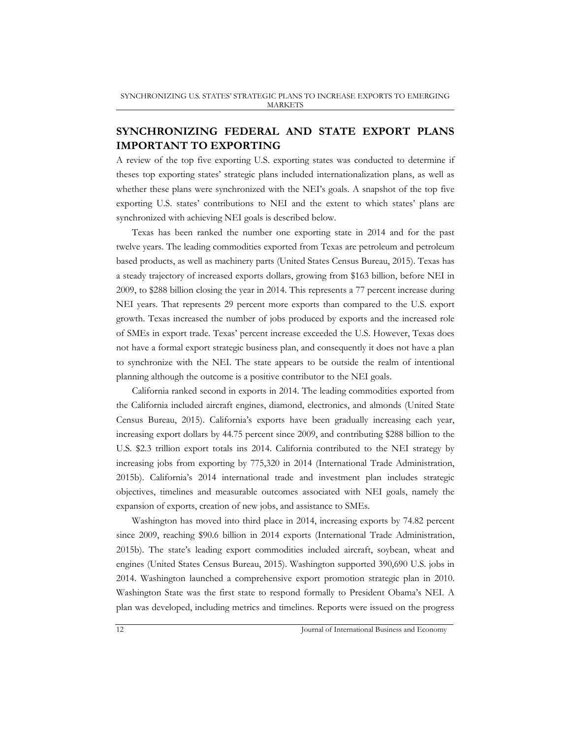## SYNCHRONIZING FEDERAL AND STATE EXPORT PLANS IMPORTANT TO EXPORTING

A review of the top five exporting U.S. exporting states was conducted to determine if theses top exporting states' strategic plans included internationalization plans, as well as whether these plans were synchronized with the NEI's goals. A snapshot of the top five exporting U.S. states' contributions to NEI and the extent to which states' plans are synchronized with achieving NEI goals is described below.

Texas has been ranked the number one exporting state in 2014 and for the past twelve years. The leading commodities exported from Texas are petroleum and petroleum based products, as well as machinery parts (United States Census Bureau, 2015). Texas has a steady trajectory of increased exports dollars, growing from $163 billion, before NEI in 2009, to $288 billion closing the year in 2014. This represents a 77 percent increase during NEI years. That represents 29 percent more exports than compared to the U.S. export growth. Texas increased the number of jobs produced by exports and the increased role of SMEs in export trade. Texas' percent increase exceeded the U.S. However, Texas does not have a formal export strategic business plan, and consequently it does not have a plan to synchronize with the NEI. The state appears to be outside the realm of intentional planning although the outcome is a positive contributor to the NEI goals.

California ranked second in exports in 2014. The leading commodities exported from the California included aircraft engines, diamond, electronics, and almonds (United State Census Bureau, 2015). California's exports have been gradually increasing each year, increasing export dollars by 44.75 percent since 2009, and contributing $288 billion to the U.S. $2.3 trillion export totals ins 2014. California contributed to the NEI strategy by increasing jobs from exporting by 775,320 in 2014 (International Trade Administration, 2015b). California's 2014 international trade and investment plan includes strategic objectives, timelines and measurable outcomes associated with NEI goals, namely the expansion of exports, creation of new jobs, and assistance to SMEs.

Washington has moved into third place in 2014, increasing exports by 74.82 percent since 2009, reaching $90.6 billion in 2014 exports (International Trade Administration, 2015b). The state's leading export commodities included aircraft, soybean, wheat and engines (United States Census Bureau, 2015). Washington supported 390,690 U.S. jobs in 2014. Washington launched a comprehensive export promotion strategic plan in 2010. Washington State was the first state to respond formally to President Obama's NEI. A plan was developed, including metrics and timelines. Reports were issued on the progress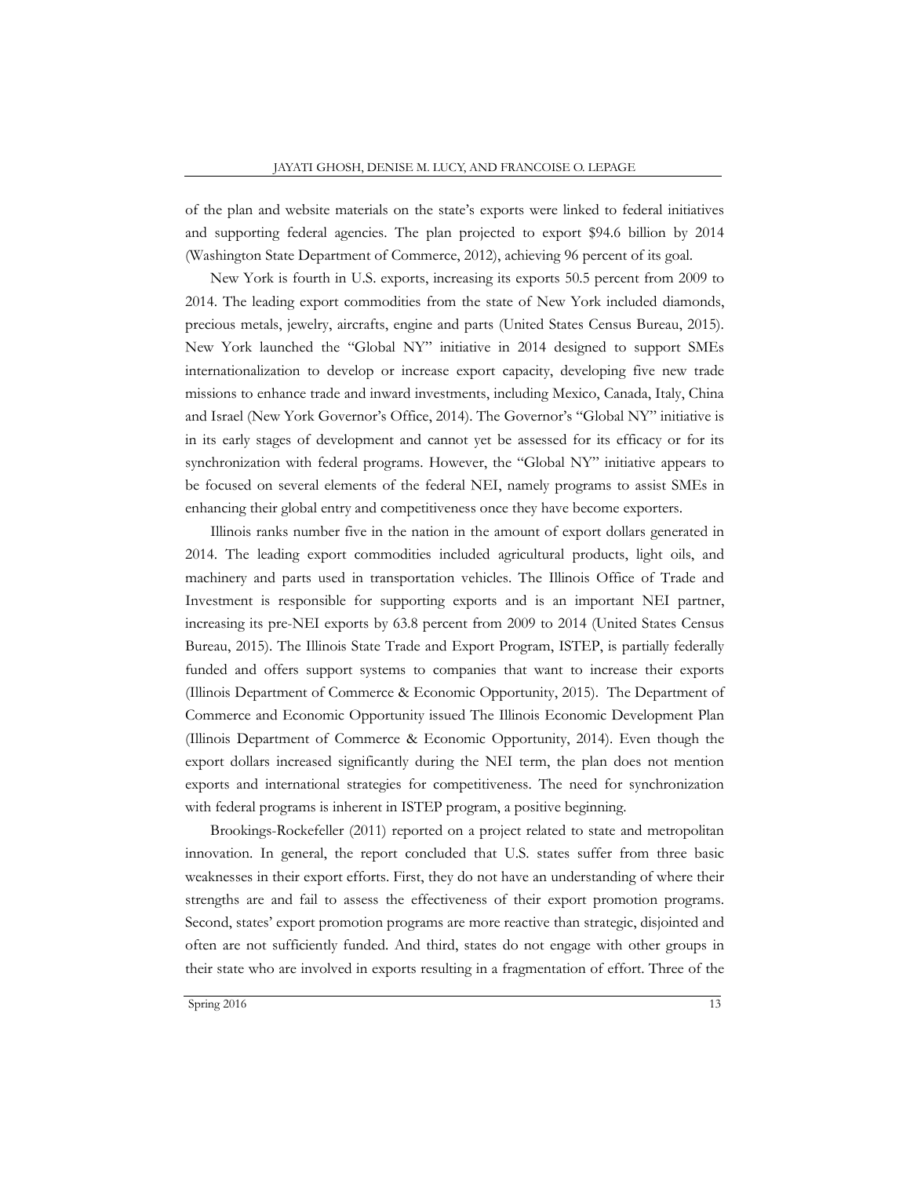of the plan and website materials on the state's exports were linked to federal initiatives and supporting federal agencies. The plan projected to export $94.6 billion by 2014 (Washington State Department of Commerce, 2012), achieving 96 percent of its goal.

New York is fourth in U.S. exports, increasing its exports 50.5 percent from 2009 to 2014. The leading export commodities from the state of New York included diamonds, precious metals, jewelry, aircrafts, engine and parts (United States Census Bureau, 2015). New York launched the "Global NY" initiative in 2014 designed to support SMEs internationalization to develop or increase export capacity, developing five new trade missions to enhance trade and inward investments, including Mexico, Canada, Italy, China and Israel (New York Governor's Office, 2014). The Governor's "Global NY" initiative is in its early stages of development and cannot yet be assessed for its efficacy or for its synchronization with federal programs. However, the "Global NY" initiative appears to be focused on several elements of the federal NEI, namely programs to assist SMEs in enhancing their global entry and competitiveness once they have become exporters.

Illinois ranks number five in the nation in the amount of export dollars generated in 2014. The leading export commodities included agricultural products, light oils, and machinery and parts used in transportation vehicles. The Illinois Office of Trade and Investment is responsible for supporting exports and is an important NEI partner, increasing its pre-NEI exports by 63.8 percent from 2009 to 2014 (United States Census Bureau, 2015). The Illinois State Trade and Export Program, ISTEP, is partially federally funded and offers support systems to companies that want to increase their exports (Illinois Department of Commerce & Economic Opportunity, 2015). The Department of Commerce and Economic Opportunity issued The Illinois Economic Development Plan (Illinois Department of Commerce & Economic Opportunity, 2014). Even though the export dollars increased significantly during the NEI term, the plan does not mention exports and international strategies for competitiveness. The need for synchronization with federal programs is inherent in ISTEP program, a positive beginning.

Brookings-Rockefeller (2011) reported on a project related to state and metropolitan innovation. In general, the report concluded that U.S. states suffer from three basic weaknesses in their export efforts. First, they do not have an understanding of where their strengths are and fail to assess the effectiveness of their export promotion programs. Second, states' export promotion programs are more reactive than strategic, disjointed and often are not sufficiently funded. And third, states do not engage with other groups in their state who are involved in exports resulting in a fragmentation of effort. Three of the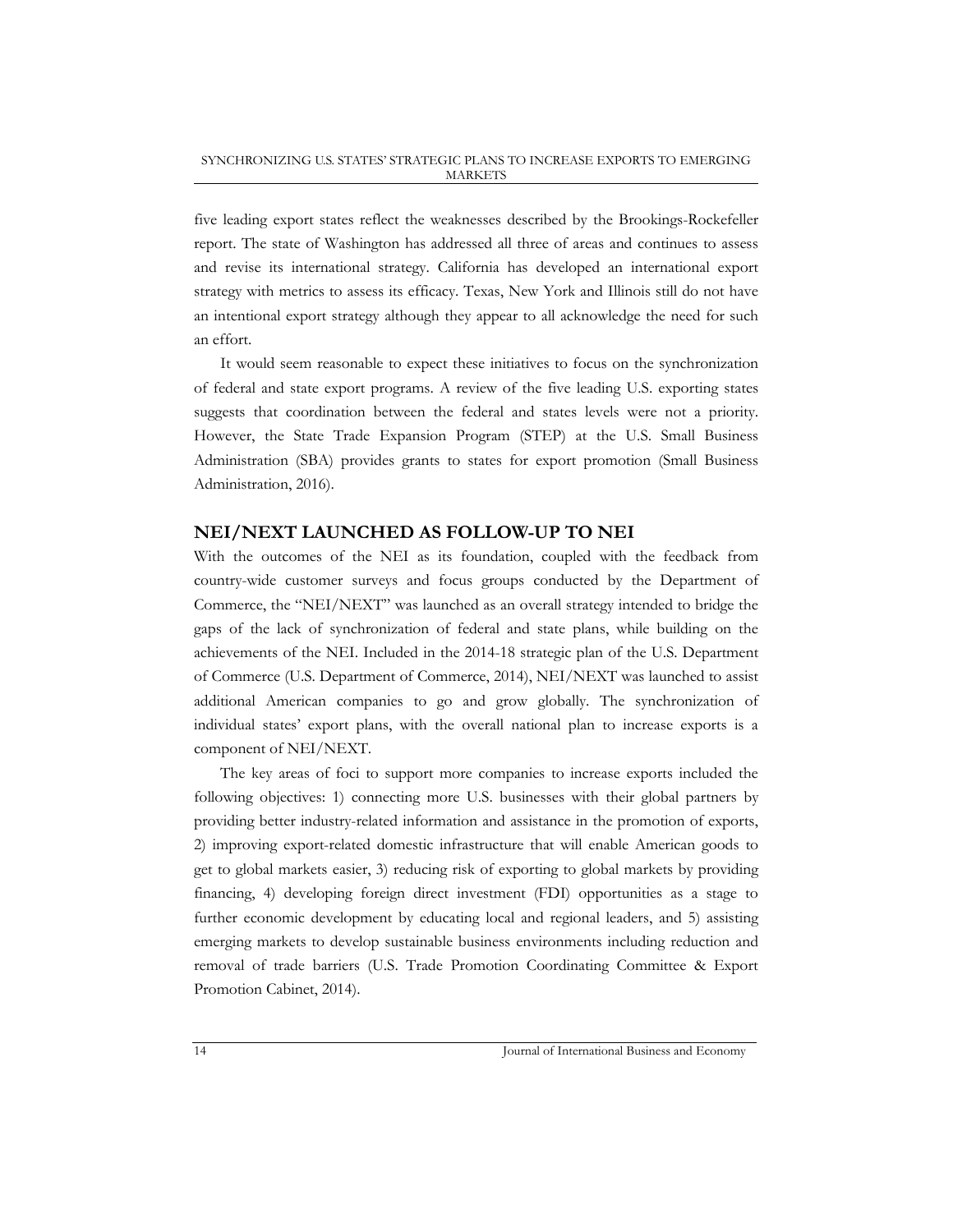five leading export states reflect the weaknesses described by the Brookings-Rockefeller report. The state of Washington has addressed all three of areas and continues to assess and revise its international strategy. California has developed an international export strategy with metrics to assess its efficacy. Texas, New York and Illinois still do not have an intentional export strategy although they appear to all acknowledge the need for such an effort.

It would seem reasonable to expect these initiatives to focus on the synchronization of federal and state export programs. A review of the five leading U.S. exporting states suggests that coordination between the federal and states levels were not a priority. However, the State Trade Expansion Program (STEP) at the U.S. Small Business Administration (SBA) provides grants to states for export promotion (Small Business Administration, 2016).

## NEI/NEXT LAUNCHED AS FOLLOW-UP TO NEI

With the outcomes of the NEI as its foundation, coupled with the feedback from country-wide customer surveys and focus groups conducted by the Department of Commerce, the "NEI/NEXT" was launched as an overall strategy intended to bridge the gaps of the lack of synchronization of federal and state plans, while building on the achievements of the NEI. Included in the 2014-18 strategic plan of the U.S. Department of Commerce (U.S. Department of Commerce, 2014), NEI/NEXT was launched to assist additional American companies to go and grow globally. The synchronization of individual states' export plans, with the overall national plan to increase exports is a component of NEI/NEXT.

The key areas of foci to support more companies to increase exports included the following objectives: 1) connecting more U.S. businesses with their global partners by providing better industry-related information and assistance in the promotion of exports, 2) improving export-related domestic infrastructure that will enable American goods to get to global markets easier, 3) reducing risk of exporting to global markets by providing financing, 4) developing foreign direct investment (FDI) opportunities as a stage to further economic development by educating local and regional leaders, and 5) assisting emerging markets to develop sustainable business environments including reduction and removal of trade barriers (U.S. Trade Promotion Coordinating Committee & Export Promotion Cabinet, 2014).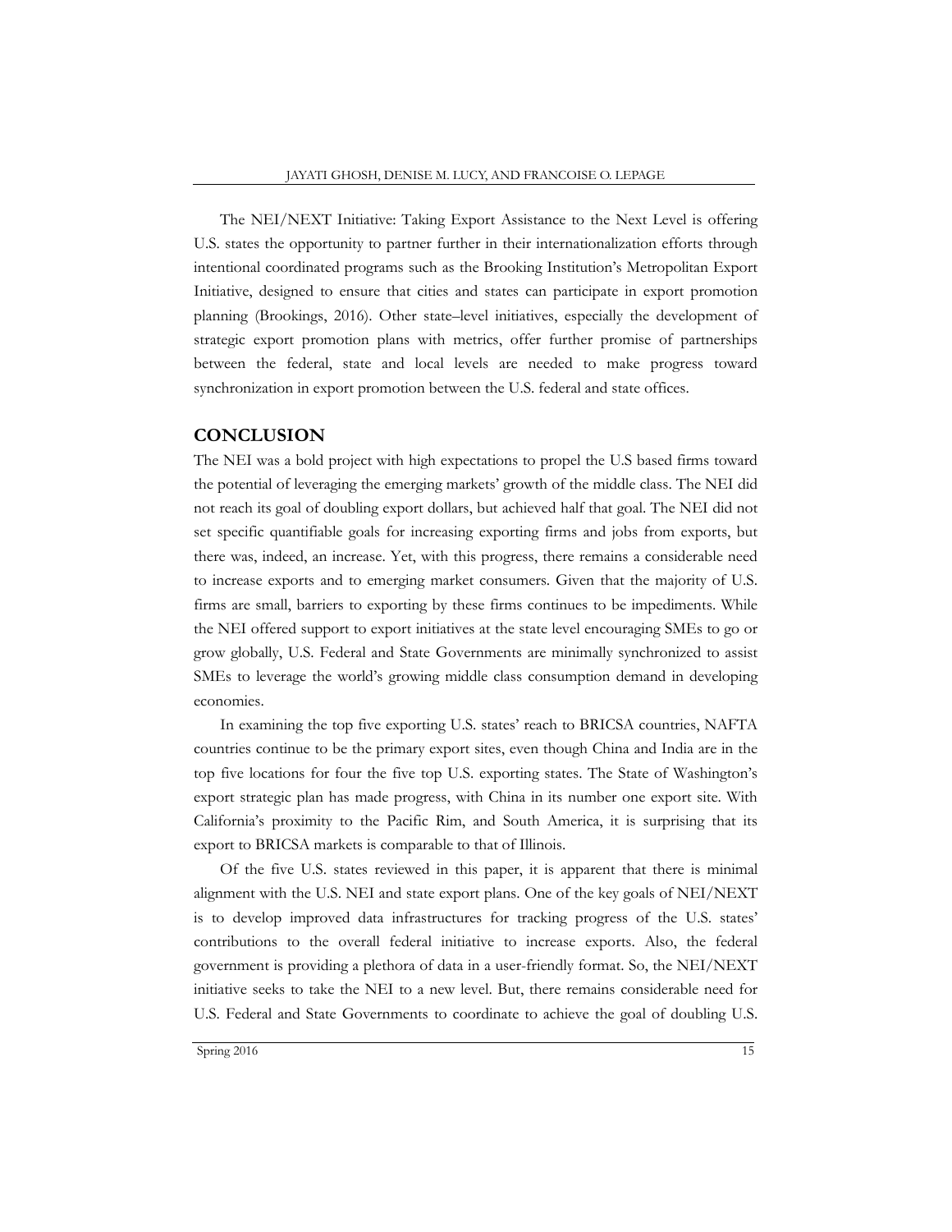The NEI/NEXT Initiative: Taking Export Assistance to the Next Level is offering U.S. states the opportunity to partner further in their internationalization efforts through intentional coordinated programs such as the Brooking Institution's Metropolitan Export Initiative, designed to ensure that cities and states can participate in export promotion planning (Brookings, 2016). Other state–level initiatives, especially the development of strategic export promotion plans with metrics, offer further promise of partnerships between the federal, state and local levels are needed to make progress toward synchronization in export promotion between the U.S. federal and state offices.

## CONCLUSION

The NEI was a bold project with high expectations to propel the U.S based firms toward the potential of leveraging the emerging markets' growth of the middle class. The NEI did not reach its goal of doubling export dollars, but achieved half that goal. The NEI did not set specific quantifiable goals for increasing exporting firms and jobs from exports, but there was, indeed, an increase. Yet, with this progress, there remains a considerable need to increase exports and to emerging market consumers. Given that the majority of U.S. firms are small, barriers to exporting by these firms continues to be impediments. While the NEI offered support to export initiatives at the state level encouraging SMEs to go or grow globally, U.S. Federal and State Governments are minimally synchronized to assist SMEs to leverage the world's growing middle class consumption demand in developing economies.

In examining the top five exporting U.S. states' reach to BRICSA countries, NAFTA countries continue to be the primary export sites, even though China and India are in the top five locations for four the five top U.S. exporting states. The State of Washington's export strategic plan has made progress, with China in its number one export site. With California's proximity to the Pacific Rim, and South America, it is surprising that its export to BRICSA markets is comparable to that of Illinois.

Of the five U.S. states reviewed in this paper, it is apparent that there is minimal alignment with the U.S. NEI and state export plans. One of the key goals of NEI/NEXT is to develop improved data infrastructures for tracking progress of the U.S. states' contributions to the overall federal initiative to increase exports. Also, the federal government is providing a plethora of data in a user-friendly format. So, the NEI/NEXT initiative seeks to take the NEI to a new level. But, there remains considerable need for U.S. Federal and State Governments to coordinate to achieve the goal of doubling U.S.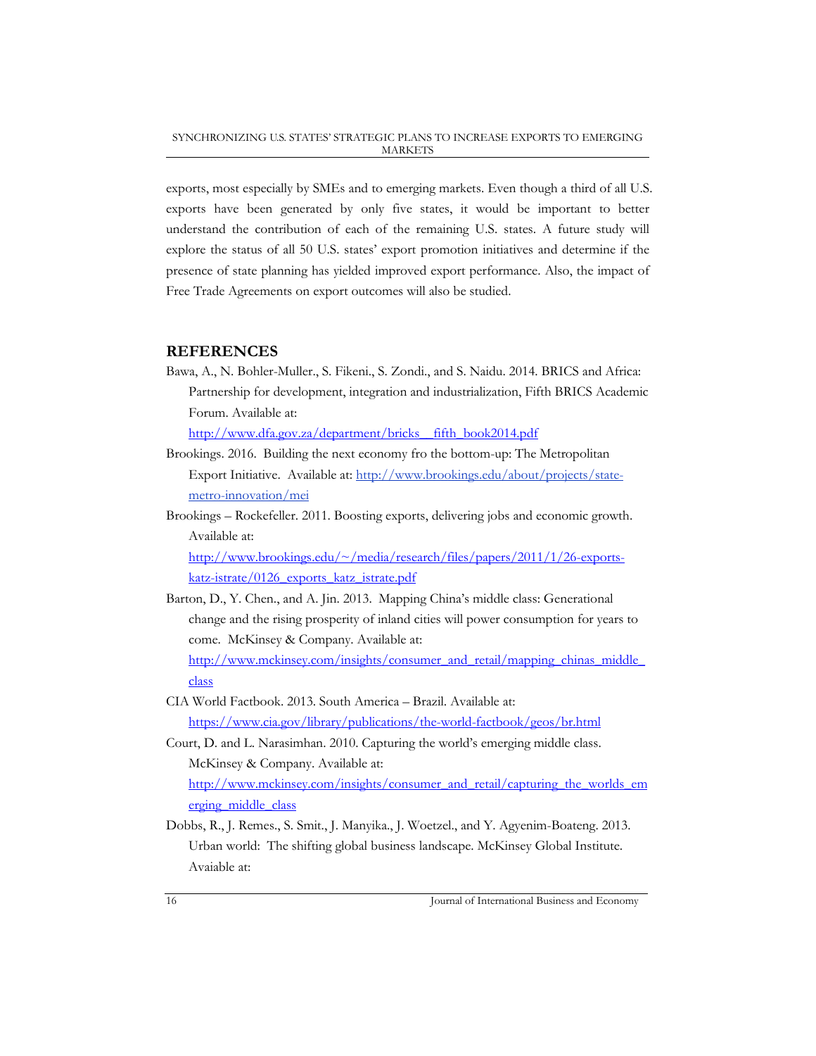exports, most especially by SMEs and to emerging markets. Even though a third of all U.S. exports have been generated by only five states, it would be important to better understand the contribution of each of the remaining U.S. states. A future study will explore the status of all 50 U.S. states' export promotion initiatives and determine if the presence of state planning has yielded improved export performance. Also, the impact of Free Trade Agreements on export outcomes will also be studied.

## REFERENCES

Bawa, A., N. Bohler-Muller., S. Fikeni., S. Zondi., and S. Naidu. 2014. BRICS and Africa: Partnership for development, integration and industrialization, Fifth BRICS Academic Forum. Available at: http://www.dfa.gov.za/department/bricks__fifth_book2014.pdf

Brookings. 2016. Building the next economy fro the bottom-up: The Metropolitan Export Initiative. Available at: http://www.brookings.edu/about/projects/state-metro-innovation/mei

Brookings – Rockefeller. 2011. Boosting exports, delivering jobs and economic growth. Available at: http://www.brookings.edu/~/media/research/files/papers/2011/1/26-exports-katz-istrate/0126_exports_katz_istrate.pdf

Barton, D., Y. Chen., and A. Jin. 2013. Mapping China's middle class: Generational change and the rising prosperity of inland cities will power consumption for years to come. McKinsey & Company. Available at: http://www.mckinsey.com/insights/consumer_and_retail/mapping_chinas_middle_class

CIA World Factbook. 2013. South America – Brazil. Available at: https://www.cia.gov/library/publications/the-world-factbook/geos/br.html

Court, D. and L. Narasimhan. 2010. Capturing the world's emerging middle class. McKinsey & Company. Available at: http://www.mckinsey.com/insights/consumer_and_retail/capturing_the_worlds_emerging_middle_class

Dobbs, R., J. Remes., S. Smit., J. Manyika., J. Woetzel., and Y. Agyenim-Boateng. 2013. Urban world: The shifting global business landscape. McKinsey Global Institute. Avaiable at: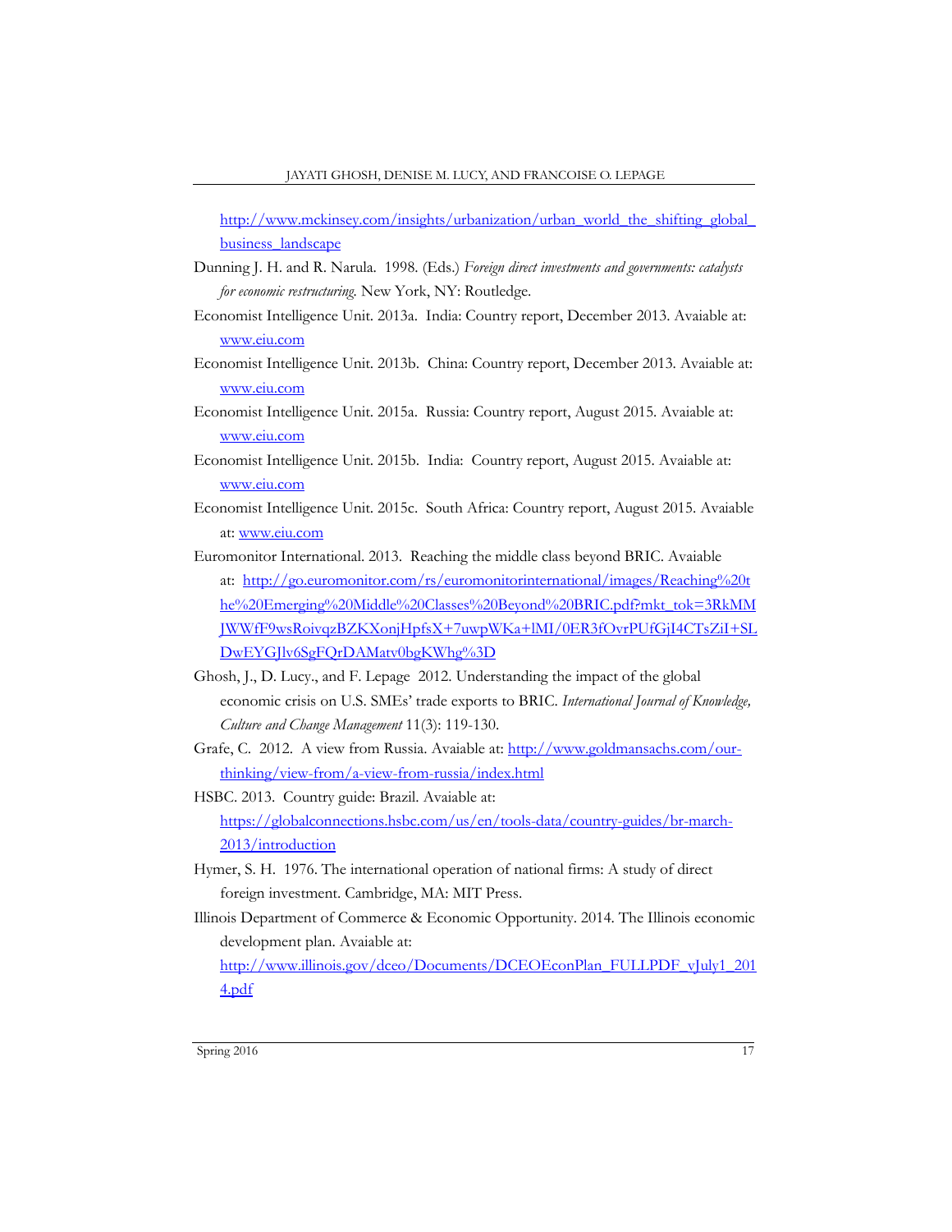http://www.mckinsey.com/insights/urbanization/urban_world_the_shifting_global_business_landscape

Dunning J. H. and R. Narula. 1998. (Eds.) *Foreign direct investments and governments: catalysts for economic restructuring.* New York, NY: Routledge.

Economist Intelligence Unit. 2013a. India: Country report, December 2013. Avaiable at: www.eiu.com

Economist Intelligence Unit. 2013b. China: Country report, December 2013. Avaiable at: www.eiu.com

Economist Intelligence Unit. 2015a. Russia: Country report, August 2015. Avaiable at: www.eiu.com

Economist Intelligence Unit. 2015b. India: Country report, August 2015. Avaiable at: www.eiu.com

Economist Intelligence Unit. 2015c. South Africa: Country report, August 2015. Avaiable at: www.eiu.com

Euromonitor International. 2013. Reaching the middle class beyond BRIC. Avaiable at: http://go.euromonitor.com/rs/euromonitorinternational/images/Reaching%20the%20Emerging%20Middle%20Classes%20Beyond%20BRIC.pdf?mkt_tok=3RkMMJWWfF9wsRoivqzBZKXonjHpfsX+7uwpWKa+lMI/0ER3fOvrPUfGjI4CTsZiI+SLDwEYGJlv6SgFQrDAMatv0bgKWhg%3D

Ghosh, J., D. Lucy., and F. Lepage 2012. Understanding the impact of the global economic crisis on U.S. SMEs' trade exports to BRIC. *International Journal of Knowledge, Culture and Change Management* 11(3): 119-130.

Grafe, C. 2012. A view from Russia. Avaiable at: http://www.goldmansachs.com/our-thinking/view-from/a-view-from-russia/index.html

HSBC. 2013. Country guide: Brazil. Avaiable at: https://globalconnections.hsbc.com/us/en/tools-data/country-guides/br-march-2013/introduction

Hymer, S. H. 1976. The international operation of national firms: A study of direct foreign investment. Cambridge, MA: MIT Press.

Illinois Department of Commerce & Economic Opportunity. 2014. The Illinois economic development plan. Avaiable at: http://www.illinois.gov/dceo/Documents/DCEOEconPlan_FULLPDF_vJuly1_2014.pdf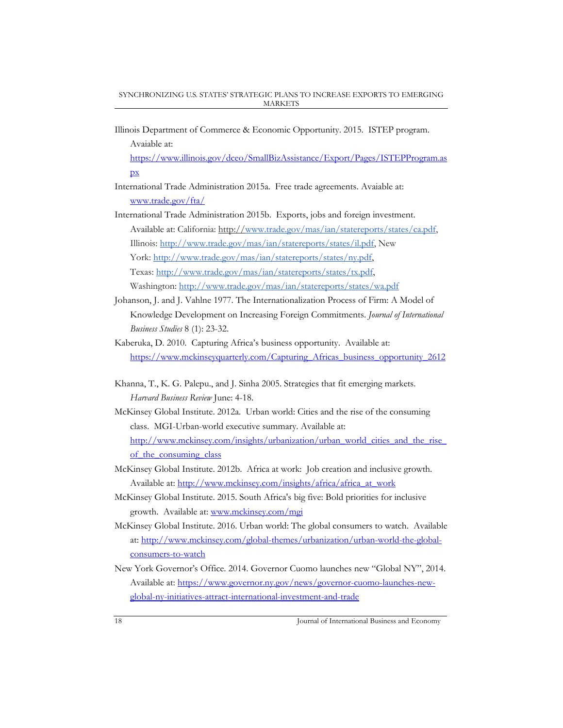Illinois Department of Commerce & Economic Opportunity. 2015. ISTEP program. Avaiable at: https://www.illinois.gov/dceo/SmallBizAssistance/Export/Pages/ISTEPProgram.aspx

International Trade Administration 2015a. Free trade agreements. Avaiable at: www.trade.gov/fta/

International Trade Administration 2015b. Exports, jobs and foreign investment. Available at: California: http://www.trade.gov/mas/ian/statereports/states/ca.pdf, Illinois: http://www.trade.gov/mas/ian/statereports/states/il.pdf, New York: http://www.trade.gov/mas/ian/statereports/states/ny.pdf, Texas: http://www.trade.gov/mas/ian/statereports/states/tx.pdf, Washington: http://www.trade.gov/mas/ian/statereports/states/wa.pdf

Johanson, J. and J. Vahlne 1977. The Internationalization Process of Firm: A Model of Knowledge Development on Increasing Foreign Commitments. *Journal of International Business Studies* 8 (1): 23-32.

Kaberuka, D. 2010. Capturing Africa's business opportunity. Available at: https://www.mckinseyquarterly.com/Capturing_Africas_business_opportunity_2612

Khanna, T., K. G. Palepu., and J. Sinha 2005. Strategies that fit emerging markets. *Harvard Business Review* June: 4-18.

McKinsey Global Institute. 2012a. Urban world: Cities and the rise of the consuming class. MGI-Urban-world executive summary. Available at: http://www.mckinsey.com/insights/urbanization/urban_world_cities_and_the_rise_of_the_consuming_class

McKinsey Global Institute. 2012b. Africa at work: Job creation and inclusive growth. Available at: http://www.mckinsey.com/insights/africa/africa_at_work

McKinsey Global Institute. 2015. South Africa's big five: Bold priorities for inclusive growth. Available at: www.mckinsey.com/mgi

McKinsey Global Institute. 2016. Urban world: The global consumers to watch. Available at: http://www.mckinsey.com/global-themes/urbanization/urban-world-the-global-consumers-to-watch

New York Governor's Office. 2014. Governor Cuomo launches new "Global NY", 2014. Available at: https://www.governor.ny.gov/news/governor-cuomo-launches-new-global-ny-initiatives-attract-international-investment-and-trade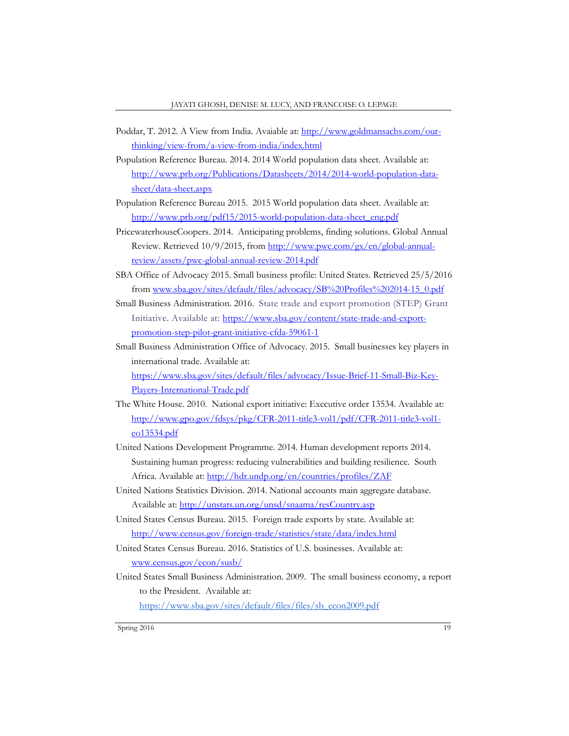Poddar, T. 2012. A View from India. Avaiable at: http://www.goldmansachs.com/our-thinking/view-from/a-view-from-india/index.html

Population Reference Bureau. 2014. 2014 World population data sheet. Available at: http://www.prb.org/Publications/Datasheets/2014/2014-world-population-data-sheet/data-sheet.aspx

Population Reference Bureau 2015. 2015 World population data sheet. Available at: http://www.prb.org/pdf15/2015-world-population-data-sheet_eng.pdf

PricewaterhouseCoopers. 2014. Anticipating problems, finding solutions. Global Annual Review. Retrieved 10/9/2015, from http://www.pwc.com/gx/en/global-annual-review/assets/pwc-global-annual-review-2014.pdf

SBA Office of Advocacy 2015. Small business profile: United States. Retrieved 25/5/2016 from www.sba.gov/sites/default/files/advocacy/SB%20Profiles%202014-15_0.pdf

Small Business Administration. 2016. State trade and export promotion (STEP) Grant Initiative. Available at: https://www.sba.gov/content/state-trade-and-export-promotion-step-pilot-grant-initiative-cfda-59061-1

Small Business Administration Office of Advocacy. 2015. Small businesses key players in international trade. Available at: https://www.sba.gov/sites/default/files/advocacy/Issue-Brief-11-Small-Biz-Key-Players-International-Trade.pdf

The White House. 2010. National export initiative: Executive order 13534. Available at: http://www.gpo.gov/fdsys/pkg/CFR-2011-title3-vol1/pdf/CFR-2011-title3-vol1-eo13534.pdf

United Nations Development Programme. 2014. Human development reports 2014. Sustaining human progress: reducing vulnerabilities and building resilience. South Africa. Available at: http://hdr.undp.org/en/countries/profiles/ZAF

United Nations Statistics Division. 2014. National accounts main aggregate database. Available at: http://unstats.un.org/unsd/snaama/resCountry.asp

United States Census Bureau. 2015. Foreign trade exports by state. Available at: http://www.census.gov/foreign-trade/statistics/state/data/index.html

United States Census Bureau. 2016. Statistics of U.S. businesses. Available at: www.census.gov/econ/susb/

United States Small Business Administration. 2009. The small business economy, a report to the President. Available at: https://www.sba.gov/sites/default/files/files/sb_econ2009.pdf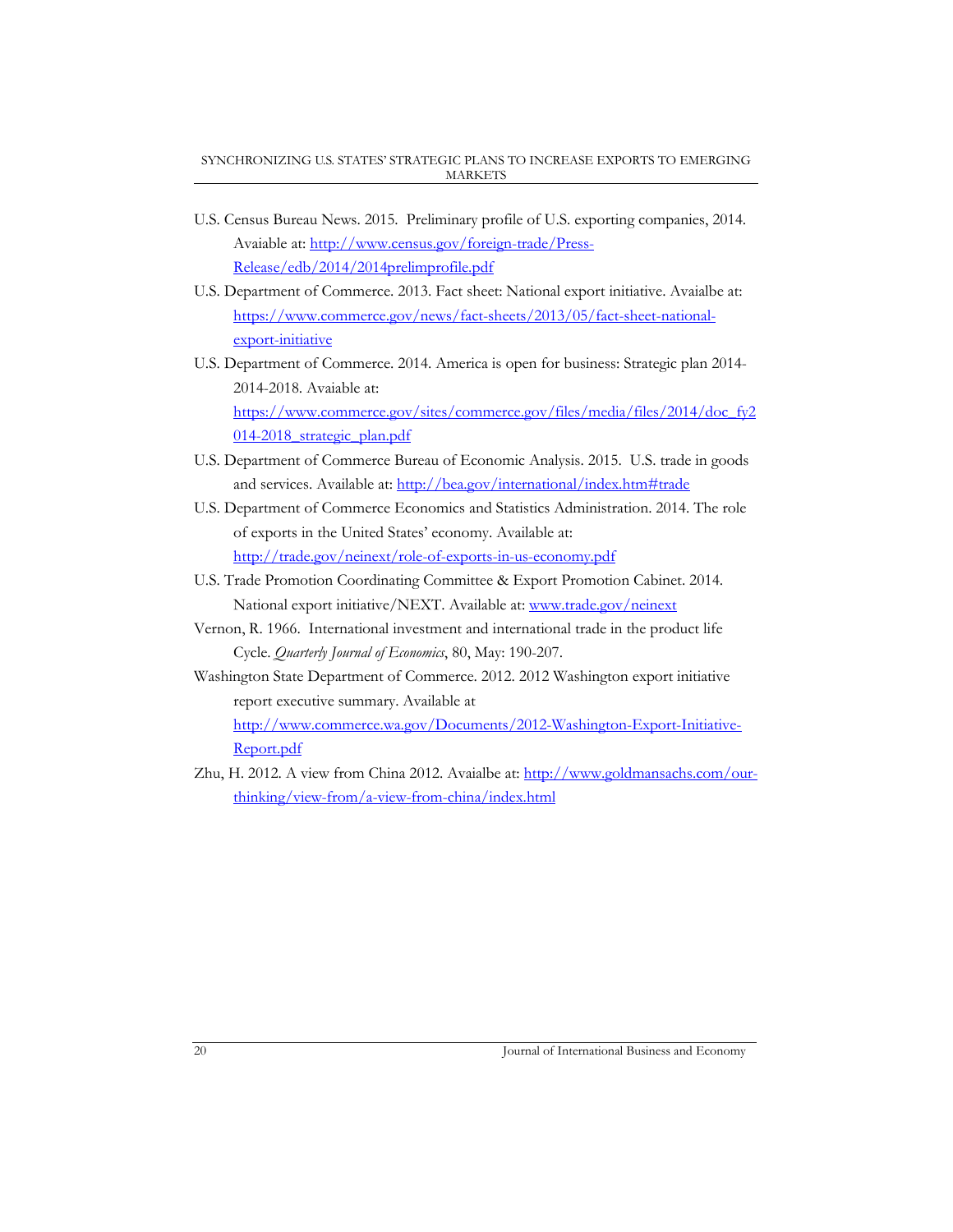U.S. Census Bureau News. 2015. Preliminary profile of U.S. exporting companies, 2014. Avaiable at: http://www.census.gov/foreign-trade/Press-Release/edb/2014/2014prelimprofile.pdf

U.S. Department of Commerce. 2013. Fact sheet: National export initiative. Avaialbe at: https://www.commerce.gov/news/fact-sheets/2013/05/fact-sheet-national-export-initiative

U.S. Department of Commerce. 2014. America is open for business: Strategic plan 2014-2014-2018. Avaiable at: https://www.commerce.gov/sites/commerce.gov/files/media/files/2014/doc_fy2014-2018_strategic_plan.pdf

U.S. Department of Commerce Bureau of Economic Analysis. 2015. U.S. trade in goods and services. Available at: http://bea.gov/international/index.htm#trade

U.S. Department of Commerce Economics and Statistics Administration. 2014. The role of exports in the United States' economy. Available at: http://trade.gov/neinext/role-of-exports-in-us-economy.pdf

U.S. Trade Promotion Coordinating Committee & Export Promotion Cabinet. 2014. National export initiative/NEXT. Available at: www.trade.gov/neinext

Vernon, R. 1966. International investment and international trade in the product life Cycle. *Quarterly Journal of Economics*, 80, May: 190-207.

Washington State Department of Commerce. 2012. 2012 Washington export initiative report executive summary. Available at http://www.commerce.wa.gov/Documents/2012-Washington-Export-Initiative-Report.pdf

Zhu, H. 2012. A view from China 2012. Avaialbe at: http://www.goldmansachs.com/our-thinking/view-from/a-view-from-china/index.html